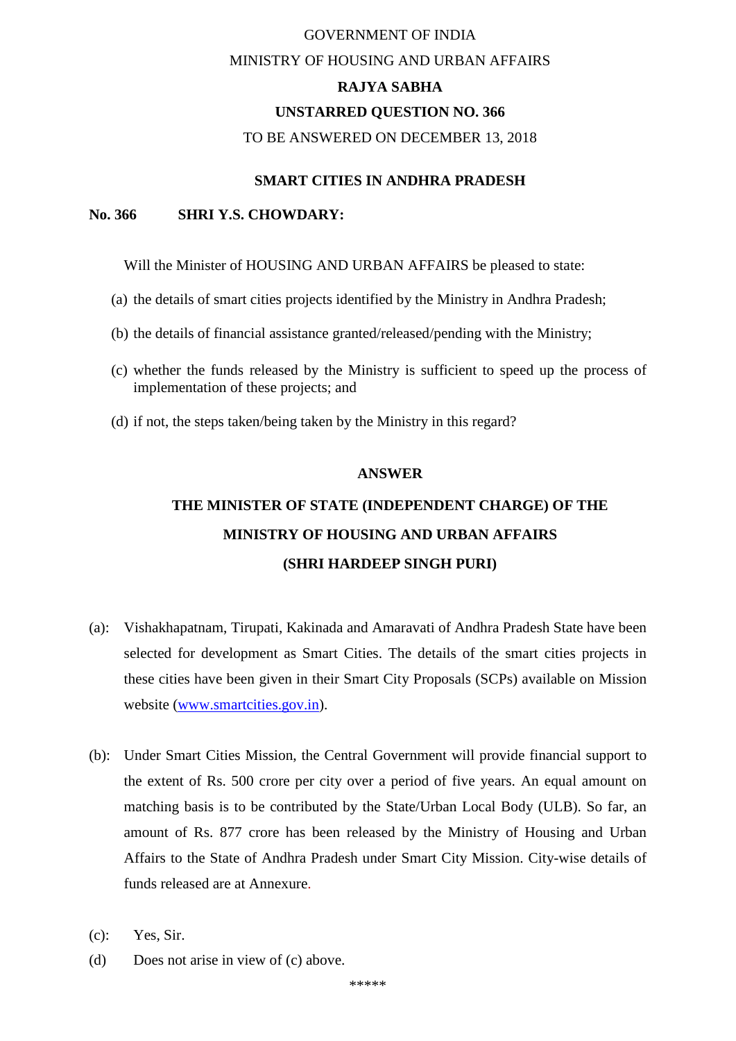GOVERNMENT OF INDIA

MINISTRY OF HOUSING AND URBAN AFFAIRS

**RAJYA SABHA**

**UNSTARRED QUESTION NO. 366**

TO BE ANSWERED ON DECEMBER 13, 2018

**SMART CITIES IN ANDHRA PRADESH**

**No. 366 SHRI Y.S. CHOWDARY:**

Will the Minister of HOUSING AND URBAN AFFAIRS be pleased to state:

(a) the details of smart cities projects identified by the Ministry in Andhra Pradesh;

(b) the details of financial assistance granted/released/pending with the Ministry;

(c) whether the funds released by the Ministry is sufficient to speed up the process of implementation of these projects; and

(d) if not, the steps taken/being taken by the Ministry in this regard?

**ANSWER**

**THE MINISTER OF STATE (INDEPENDENT CHARGE) OF THE MINISTRY OF HOUSING AND URBAN AFFAIRS**

**(SHRI HARDEEP SINGH PURI)**

(a): Vishakhapatnam, Tirupati, Kakinada and Amaravati of Andhra Pradesh State have been selected for development as Smart Cities. The details of the smart cities projects in these cities have been given in their Smart City Proposals (SCPs) available on Mission website (www.smartcities.gov.in).

(b): Under Smart Cities Mission, the Central Government will provide financial support to the extent of Rs. 500 crore per city over a period of five years. An equal amount on matching basis is to be contributed by the State/Urban Local Body (ULB). So far, an amount of Rs. 877 crore has been released by the Ministry of Housing and Urban Affairs to the State of Andhra Pradesh under Smart City Mission. City-wise details of funds released are at Annexure.

(c): Yes, Sir.

(d) Does not arise in view of (c) above.

\*\*\*\*\*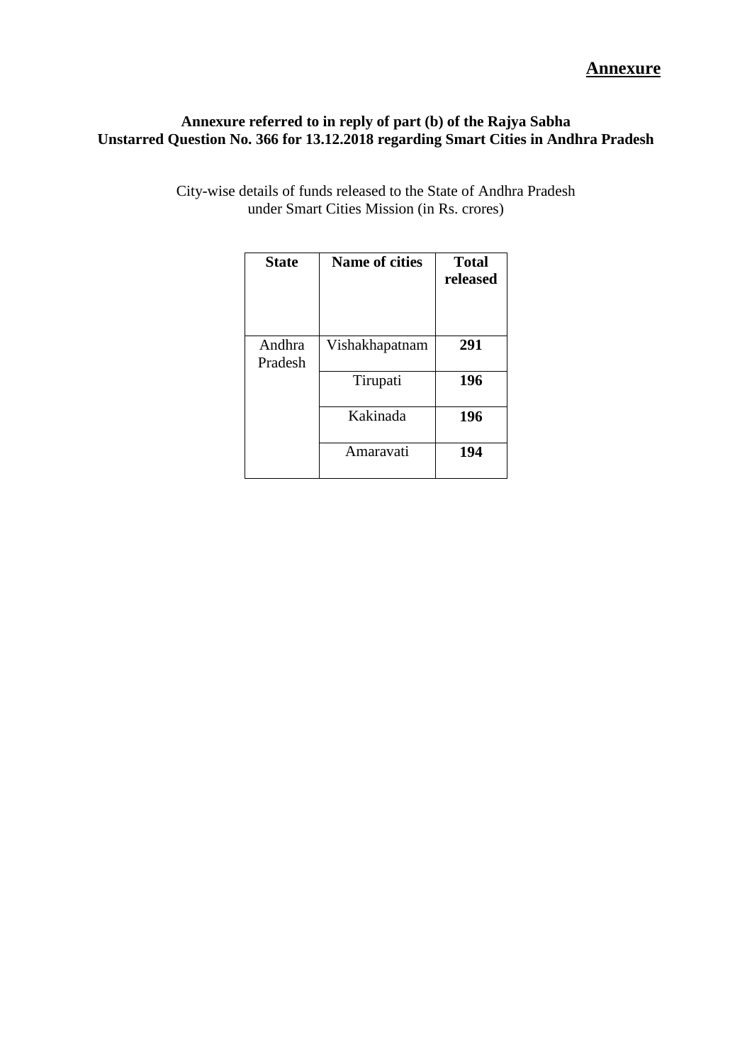# **Annexure**

**Annexure referred to in reply of part (b) of the Rajya Sabha Unstarred Question No. 366 for 13.12.2018 regarding Smart Cities in Andhra Pradesh**

City-wise details of funds released to the State of Andhra Pradesh under Smart Cities Mission (in Rs. crores)

| State | Name of cities | Total released |
|---|---|---|
| Andhra Pradesh | Vishakhapatnam | **291** |
| | Tirupati | **196** |
| | Kakinada | **196** |
| | Amaravati | **194** |